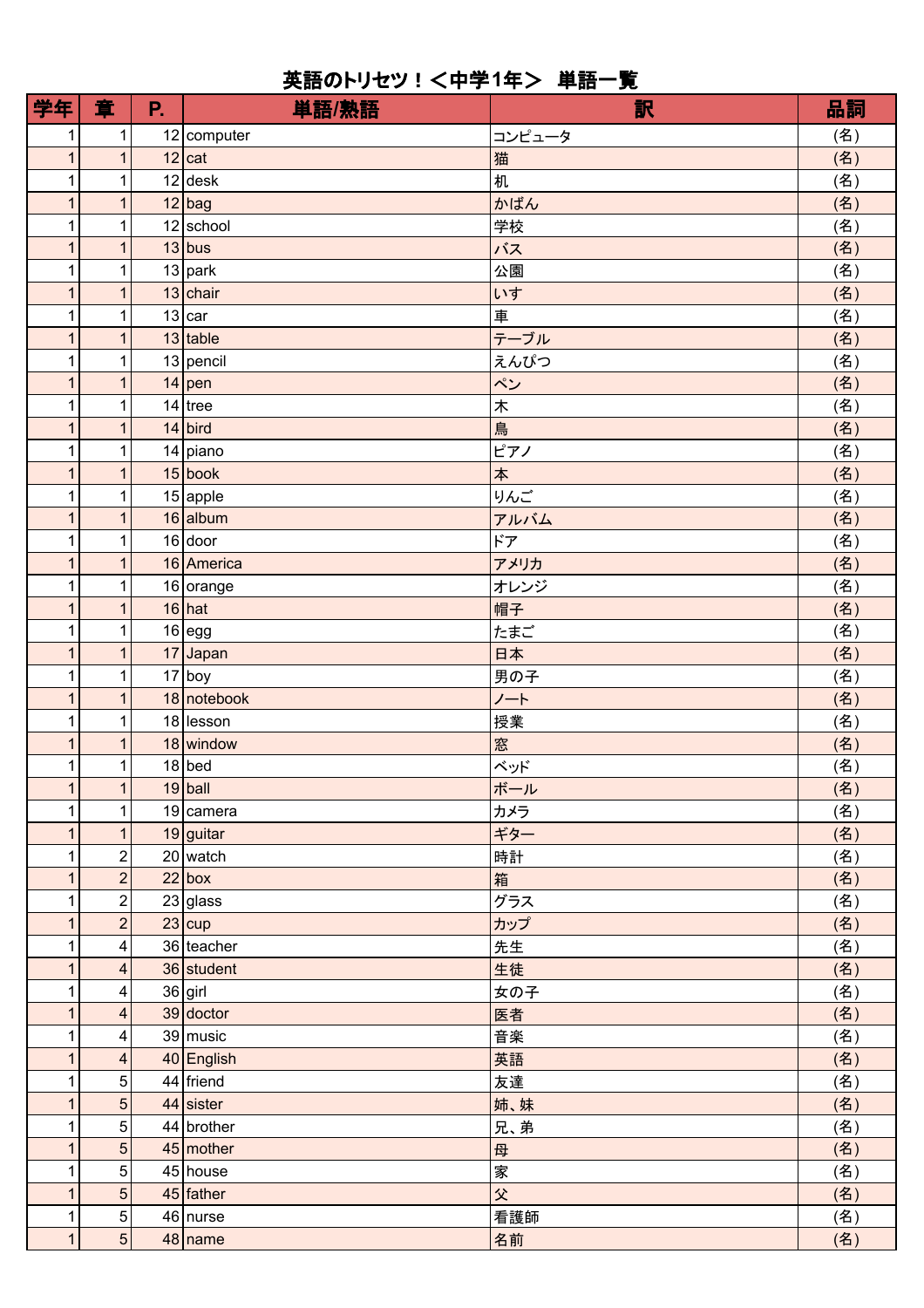# 英語のトリセツ！＜中学1年＞ 単語一覧

| 学年 | 章 | P. | 単語/熟語 | 訳 | 品詞 |
|---|---|---|---|---|---|
| 1 | 1 | 12 | computer | コンピュータ | (名) |
| 1 | 1 | 12 | cat | 猫 | (名) |
| 1 | 1 | 12 | desk | 机 | (名) |
| 1 | 1 | 12 | bag | かばん | (名) |
| 1 | 1 | 12 | school | 学校 | (名) |
| 1 | 1 | 13 | bus | バス | (名) |
| 1 | 1 | 13 | park | 公園 | (名) |
| 1 | 1 | 13 | chair | いす | (名) |
| 1 | 1 | 13 | car | 車 | (名) |
| 1 | 1 | 13 | table | テーブル | (名) |
| 1 | 1 | 13 | pencil | えんぴつ | (名) |
| 1 | 1 | 14 | pen | ペン | (名) |
| 1 | 1 | 14 | tree | 木 | (名) |
| 1 | 1 | 14 | bird | 鳥 | (名) |
| 1 | 1 | 14 | piano | ピアノ | (名) |
| 1 | 1 | 15 | book | 本 | (名) |
| 1 | 1 | 15 | apple | りんご | (名) |
| 1 | 1 | 16 | album | アルバム | (名) |
| 1 | 1 | 16 | door | ドア | (名) |
| 1 | 1 | 16 | America | アメリカ | (名) |
| 1 | 1 | 16 | orange | オレンジ | (名) |
| 1 | 1 | 16 | hat | 帽子 | (名) |
| 1 | 1 | 16 | egg | たまご | (名) |
| 1 | 1 | 17 | Japan | 日本 | (名) |
| 1 | 1 | 17 | boy | 男の子 | (名) |
| 1 | 1 | 18 | notebook | ノート | (名) |
| 1 | 1 | 18 | lesson | 授業 | (名) |
| 1 | 1 | 18 | window | 窓 | (名) |
| 1 | 1 | 18 | bed | ベッド | (名) |
| 1 | 1 | 19 | ball | ボール | (名) |
| 1 | 1 | 19 | camera | カメラ | (名) |
| 1 | 1 | 19 | guitar | ギター | (名) |
| 1 | 2 | 20 | watch | 時計 | (名) |
| 1 | 2 | 22 | box | 箱 | (名) |
| 1 | 2 | 23 | glass | グラス | (名) |
| 1 | 2 | 23 | cup | カップ | (名) |
| 1 | 4 | 36 | teacher | 先生 | (名) |
| 1 | 4 | 36 | student | 生徒 | (名) |
| 1 | 4 | 36 | girl | 女の子 | (名) |
| 1 | 4 | 39 | doctor | 医者 | (名) |
| 1 | 4 | 39 | music | 音楽 | (名) |
| 1 | 4 | 40 | English | 英語 | (名) |
| 1 | 5 | 44 | friend | 友達 | (名) |
| 1 | 5 | 44 | sister | 姉、妹 | (名) |
| 1 | 5 | 44 | brother | 兄、弟 | (名) |
| 1 | 5 | 45 | mother | 母 | (名) |
| 1 | 5 | 45 | house | 家 | (名) |
| 1 | 5 | 45 | father | 父 | (名) |
| 1 | 5 | 46 | nurse | 看護師 | (名) |
| 1 | 5 | 48 | name | 名前 | (名) |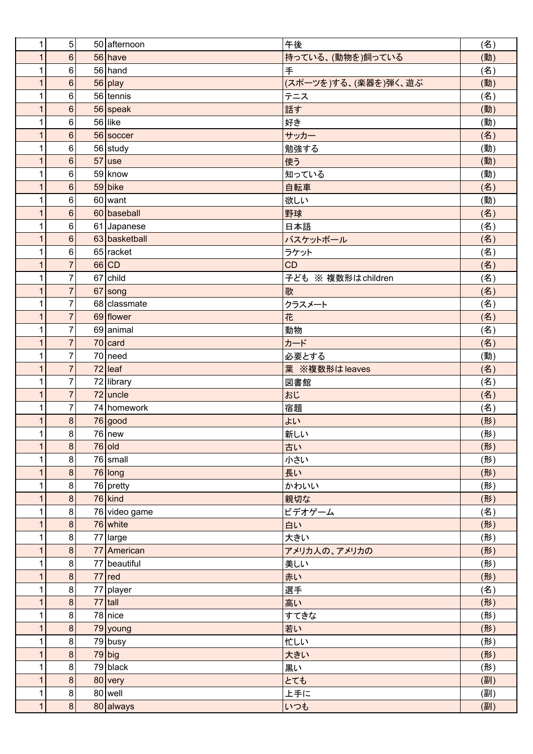| | | | | | |
|---|---|---|---|---|---|
| 1 | 5 | 50 | afternoon | 午後 | (名) |
| 1 | 6 | 56 | have | 持っている、(動物を)飼っている | (動) |
| 1 | 6 | 56 | hand | 手 | (名) |
| 1 | 6 | 56 | play | (スポーツを)する、(楽器を)弾く、遊ぶ | (動) |
| 1 | 6 | 56 | tennis | テニス | (名) |
| 1 | 6 | 56 | speak | 話す | (動) |
| 1 | 6 | 56 | like | 好き | (動) |
| 1 | 6 | 56 | soccer | サッカー | (名) |
| 1 | 6 | 56 | study | 勉強する | (動) |
| 1 | 6 | 57 | use | 使う | (動) |
| 1 | 6 | 59 | know | 知っている | (動) |
| 1 | 6 | 59 | bike | 自転車 | (名) |
| 1 | 6 | 60 | want | 欲しい | (動) |
| 1 | 6 | 60 | baseball | 野球 | (名) |
| 1 | 6 | 61 | Japanese | 日本語 | (名) |
| 1 | 6 | 63 | basketball | バスケットボール | (名) |
| 1 | 6 | 65 | racket | ラケット | (名) |
| 1 | 7 | 66 | CD | CD | (名) |
| 1 | 7 | 67 | child | 子ども ※ 複数形はchildren | (名) |
| 1 | 7 | 67 | song | 歌 | (名) |
| 1 | 7 | 68 | classmate | クラスメート | (名) |
| 1 | 7 | 69 | flower | 花 | (名) |
| 1 | 7 | 69 | animal | 動物 | (名) |
| 1 | 7 | 70 | card | カード | (名) |
| 1 | 7 | 70 | need | 必要とする | (動) |
| 1 | 7 | 72 | leaf | 葉 ※複数形はleaves | (名) |
| 1 | 7 | 72 | library | 図書館 | (名) |
| 1 | 7 | 72 | uncle | おじ | (名) |
| 1 | 7 | 74 | homework | 宿題 | (名) |
| 1 | 8 | 76 | good | よい | (形) |
| 1 | 8 | 76 | new | 新しい | (形) |
| 1 | 8 | 76 | old | 古い | (形) |
| 1 | 8 | 76 | small | 小さい | (形) |
| 1 | 8 | 76 | long | 長い | (形) |
| 1 | 8 | 76 | pretty | かわいい | (形) |
| 1 | 8 | 76 | kind | 親切な | (形) |
| 1 | 8 | 76 | video game | ビデオゲーム | (名) |
| 1 | 8 | 76 | white | 白い | (形) |
| 1 | 8 | 77 | large | 大きい | (形) |
| 1 | 8 | 77 | American | アメリカ人の、アメリカの | (形) |
| 1 | 8 | 77 | beautiful | 美しい | (形) |
| 1 | 8 | 77 | red | 赤い | (形) |
| 1 | 8 | 77 | player | 選手 | (名) |
| 1 | 8 | 77 | tall | 高い | (形) |
| 1 | 8 | 78 | nice | すてきな | (形) |
| 1 | 8 | 79 | young | 若い | (形) |
| 1 | 8 | 79 | busy | 忙しい | (形) |
| 1 | 8 | 79 | big | 大きい | (形) |
| 1 | 8 | 79 | black | 黒い | (形) |
| 1 | 8 | 80 | very | とても | (副) |
| 1 | 8 | 80 | well | 上手に | (副) |
| 1 | 8 | 80 | always | いつも | (副) |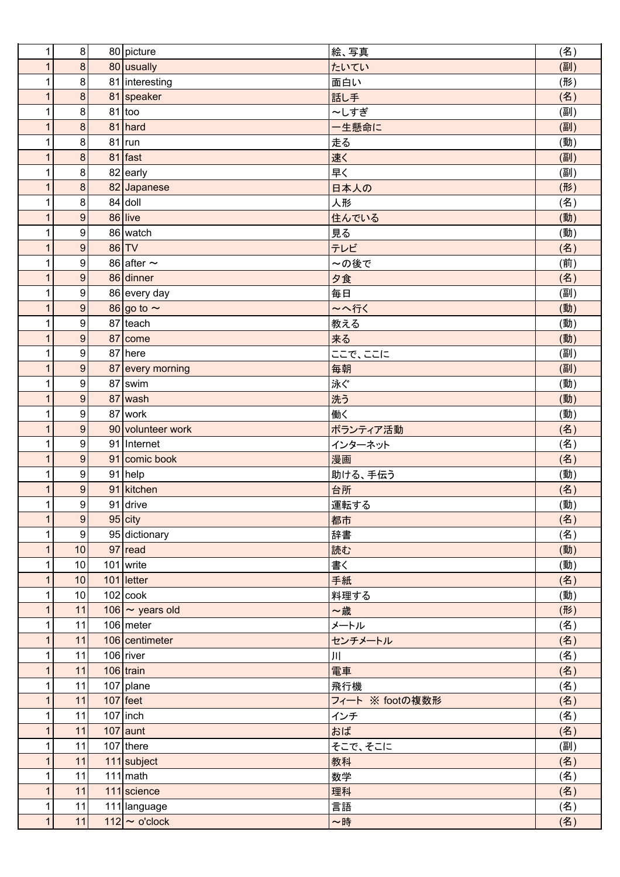| | | | | | |
|---|---|---|---|---|---|
| 1 | 8 | 80 | picture | 絵、写真 | (名) |
| 1 | 8 | 80 | usually | たいてい | (副) |
| 1 | 8 | 81 | interesting | 面白い | (形) |
| 1 | 8 | 81 | speaker | 話し手 | (名) |
| 1 | 8 | 81 | too | ～しすぎ | (副) |
| 1 | 8 | 81 | hard | 一生懸命に | (副) |
| 1 | 8 | 81 | run | 走る | (動) |
| 1 | 8 | 81 | fast | 速く | (副) |
| 1 | 8 | 82 | early | 早く | (副) |
| 1 | 8 | 82 | Japanese | 日本人の | (形) |
| 1 | 8 | 84 | doll | 人形 | (名) |
| 1 | 9 | 86 | live | 住んでいる | (動) |
| 1 | 9 | 86 | watch | 見る | (動) |
| 1 | 9 | 86 | TV | テレビ | (名) |
| 1 | 9 | 86 | after ～ | ～の後で | (前) |
| 1 | 9 | 86 | dinner | 夕食 | (名) |
| 1 | 9 | 86 | every day | 毎日 | (副) |
| 1 | 9 | 86 | go to ～ | ～へ行く | (動) |
| 1 | 9 | 87 | teach | 教える | (動) |
| 1 | 9 | 87 | come | 来る | (動) |
| 1 | 9 | 87 | here | ここで、ここに | (副) |
| 1 | 9 | 87 | every morning | 毎朝 | (副) |
| 1 | 9 | 87 | swim | 泳ぐ | (動) |
| 1 | 9 | 87 | wash | 洗う | (動) |
| 1 | 9 | 87 | work | 働く | (動) |
| 1 | 9 | 90 | volunteer work | ボランティア活動 | (名) |
| 1 | 9 | 91 | Internet | インターネット | (名) |
| 1 | 9 | 91 | comic book | 漫画 | (名) |
| 1 | 9 | 91 | help | 助ける、手伝う | (動) |
| 1 | 9 | 91 | kitchen | 台所 | (名) |
| 1 | 9 | 91 | drive | 運転する | (動) |
| 1 | 9 | 95 | city | 都市 | (名) |
| 1 | 9 | 95 | dictionary | 辞書 | (名) |
| 1 | 10 | 97 | read | 読む | (動) |
| 1 | 10 | 101 | write | 書く | (動) |
| 1 | 10 | 101 | letter | 手紙 | (名) |
| 1 | 10 | 102 | cook | 料理する | (動) |
| 1 | 11 | 106 | ～ years old | ～歳 | (形) |
| 1 | 11 | 106 | meter | メートル | (名) |
| 1 | 11 | 106 | centimeter | センチメートル | (名) |
| 1 | 11 | 106 | river | 川 | (名) |
| 1 | 11 | 106 | train | 電車 | (名) |
| 1 | 11 | 107 | plane | 飛行機 | (名) |
| 1 | 11 | 107 | feet | フィート　※ footの複数形 | (名) |
| 1 | 11 | 107 | inch | インチ | (名) |
| 1 | 11 | 107 | aunt | おば | (名) |
| 1 | 11 | 107 | there | そこで、そこに | (副) |
| 1 | 11 | 111 | subject | 教科 | (名) |
| 1 | 11 | 111 | math | 数学 | (名) |
| 1 | 11 | 111 | science | 理科 | (名) |
| 1 | 11 | 111 | language | 言語 | (名) |
| 1 | 11 | 112 | ～ o'clock | ～時 | (名) |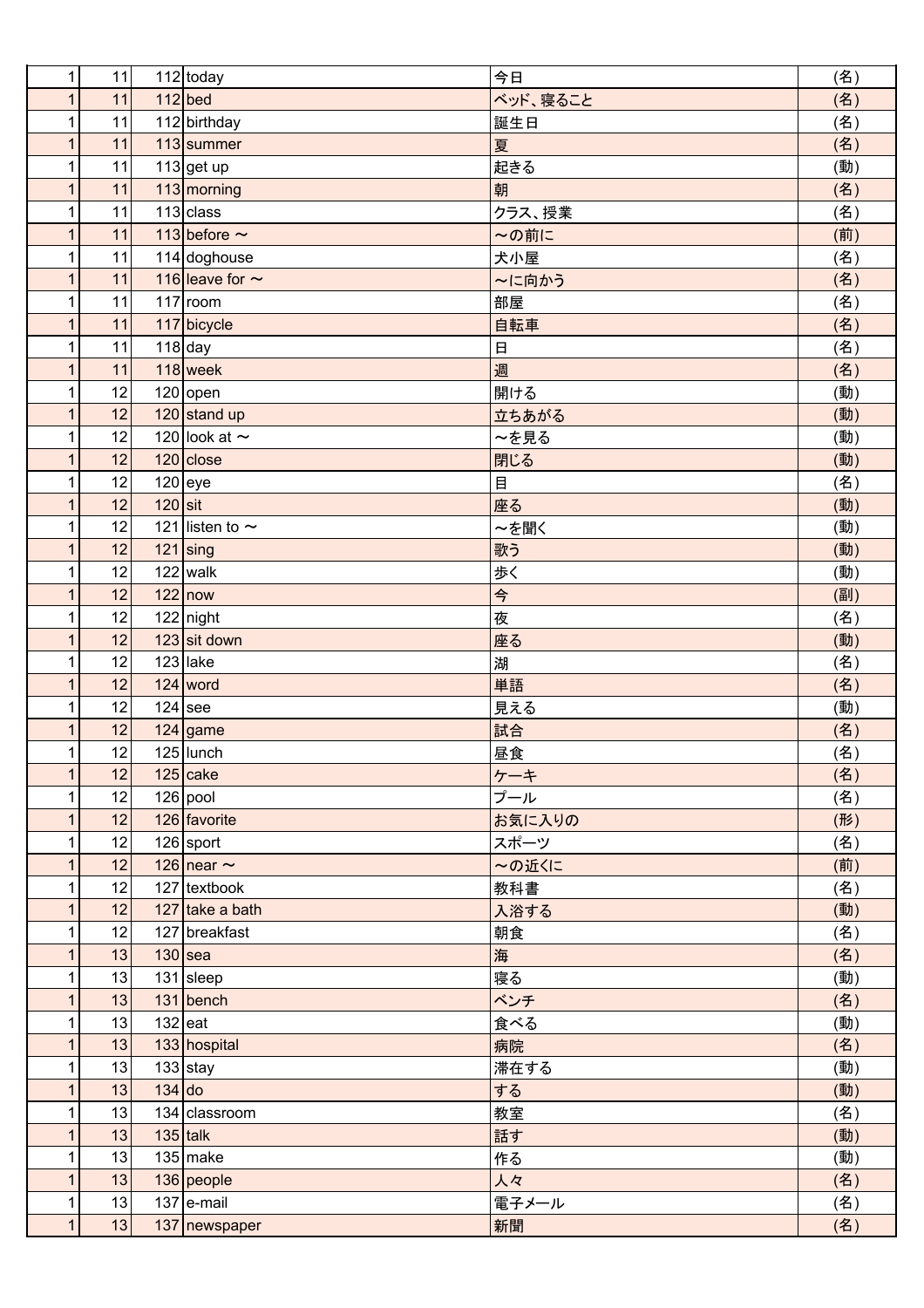| | | | | | |
|---|---|---|---|---|---|
| 1 | 11 | 112 | today | 今日 | (名) |
| 1 | 11 | 112 | bed | ベッド、寝ること | (名) |
| 1 | 11 | 112 | birthday | 誕生日 | (名) |
| 1 | 11 | 113 | summer | 夏 | (名) |
| 1 | 11 | 113 | get up | 起きる | (動) |
| 1 | 11 | 113 | morning | 朝 | (名) |
| 1 | 11 | 113 | class | クラス、授業 | (名) |
| 1 | 11 | 113 | before ～ | ～の前に | (前) |
| 1 | 11 | 114 | doghouse | 犬小屋 | (名) |
| 1 | 11 | 116 | leave for ～ | ～に向かう | (名) |
| 1 | 11 | 117 | room | 部屋 | (名) |
| 1 | 11 | 117 | bicycle | 自転車 | (名) |
| 1 | 11 | 118 | day | 日 | (名) |
| 1 | 11 | 118 | week | 週 | (名) |
| 1 | 12 | 120 | open | 開ける | (動) |
| 1 | 12 | 120 | stand up | 立ちあがる | (動) |
| 1 | 12 | 120 | look at ～ | ～を見る | (動) |
| 1 | 12 | 120 | close | 閉じる | (動) |
| 1 | 12 | 120 | eye | 目 | (名) |
| 1 | 12 | 120 | sit | 座る | (動) |
| 1 | 12 | 121 | listen to ～ | ～を聞く | (動) |
| 1 | 12 | 121 | sing | 歌う | (動) |
| 1 | 12 | 122 | walk | 歩く | (動) |
| 1 | 12 | 122 | now | 今 | (副) |
| 1 | 12 | 122 | night | 夜 | (名) |
| 1 | 12 | 123 | sit down | 座る | (動) |
| 1 | 12 | 123 | lake | 湖 | (名) |
| 1 | 12 | 124 | word | 単語 | (名) |
| 1 | 12 | 124 | see | 見える | (動) |
| 1 | 12 | 124 | game | 試合 | (名) |
| 1 | 12 | 125 | lunch | 昼食 | (名) |
| 1 | 12 | 125 | cake | ケーキ | (名) |
| 1 | 12 | 126 | pool | プール | (名) |
| 1 | 12 | 126 | favorite | お気に入りの | (形) |
| 1 | 12 | 126 | sport | スポーツ | (名) |
| 1 | 12 | 126 | near ～ | ～の近くに | (前) |
| 1 | 12 | 127 | textbook | 教科書 | (名) |
| 1 | 12 | 127 | take a bath | 入浴する | (動) |
| 1 | 12 | 127 | breakfast | 朝食 | (名) |
| 1 | 13 | 130 | sea | 海 | (名) |
| 1 | 13 | 131 | sleep | 寝る | (動) |
| 1 | 13 | 131 | bench | ベンチ | (名) |
| 1 | 13 | 132 | eat | 食べる | (動) |
| 1 | 13 | 133 | hospital | 病院 | (名) |
| 1 | 13 | 133 | stay | 滞在する | (動) |
| 1 | 13 | 134 | do | する | (動) |
| 1 | 13 | 134 | classroom | 教室 | (名) |
| 1 | 13 | 135 | talk | 話す | (動) |
| 1 | 13 | 135 | make | 作る | (動) |
| 1 | 13 | 136 | people | 人々 | (名) |
| 1 | 13 | 137 | e-mail | 電子メール | (名) |
| 1 | 13 | 137 | newspaper | 新聞 | (名) |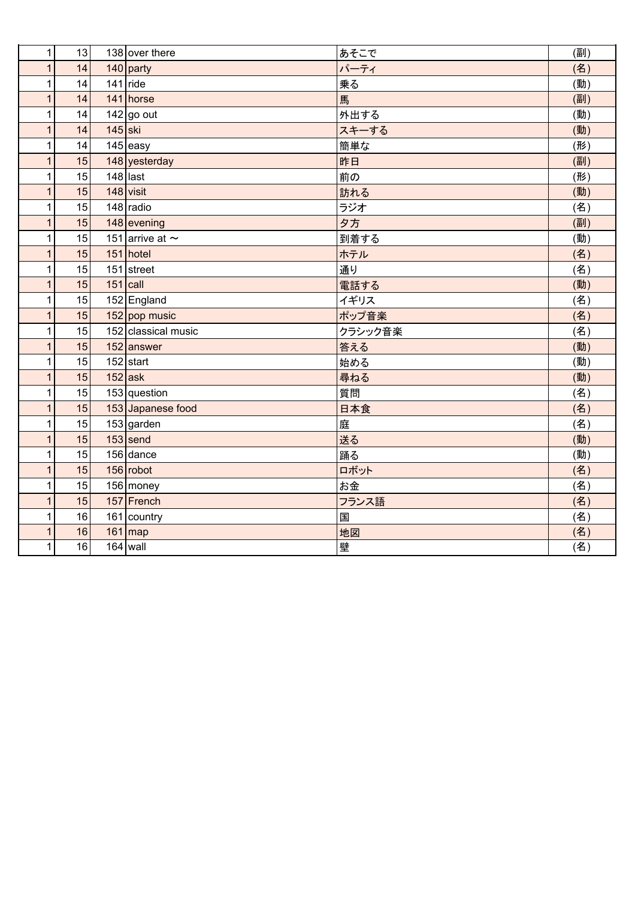| | | | | | |
|---|---|---|---|---|---|
| 1 | 13 | 138 | over there | あそこで | (副) |
| 1 | 14 | 140 | party | パーティ | (名) |
| 1 | 14 | 141 | ride | 乗る | (動) |
| 1 | 14 | 141 | horse | 馬 | (副) |
| 1 | 14 | 142 | go out | 外出する | (動) |
| 1 | 14 | 145 | ski | スキーする | (動) |
| 1 | 14 | 145 | easy | 簡単な | (形) |
| 1 | 15 | 148 | yesterday | 昨日 | (副) |
| 1 | 15 | 148 | last | 前の | (形) |
| 1 | 15 | 148 | visit | 訪れる | (動) |
| 1 | 15 | 148 | radio | ラジオ | (名) |
| 1 | 15 | 148 | evening | 夕方 | (副) |
| 1 | 15 | 151 | arrive at ～ | 到着する | (動) |
| 1 | 15 | 151 | hotel | ホテル | (名) |
| 1 | 15 | 151 | street | 通り | (名) |
| 1 | 15 | 151 | call | 電話する | (動) |
| 1 | 15 | 152 | England | イギリス | (名) |
| 1 | 15 | 152 | pop music | ポップ音楽 | (名) |
| 1 | 15 | 152 | classical music | クラシック音楽 | (名) |
| 1 | 15 | 152 | answer | 答える | (動) |
| 1 | 15 | 152 | start | 始める | (動) |
| 1 | 15 | 152 | ask | 尋ねる | (動) |
| 1 | 15 | 153 | question | 質問 | (名) |
| 1 | 15 | 153 | Japanese food | 日本食 | (名) |
| 1 | 15 | 153 | garden | 庭 | (名) |
| 1 | 15 | 153 | send | 送る | (動) |
| 1 | 15 | 156 | dance | 踊る | (動) |
| 1 | 15 | 156 | robot | ロボット | (名) |
| 1 | 15 | 156 | money | お金 | (名) |
| 1 | 15 | 157 | French | フランス語 | (名) |
| 1 | 16 | 161 | country | 国 | (名) |
| 1 | 16 | 161 | map | 地図 | (名) |
| 1 | 16 | 164 | wall | 壁 | (名) |